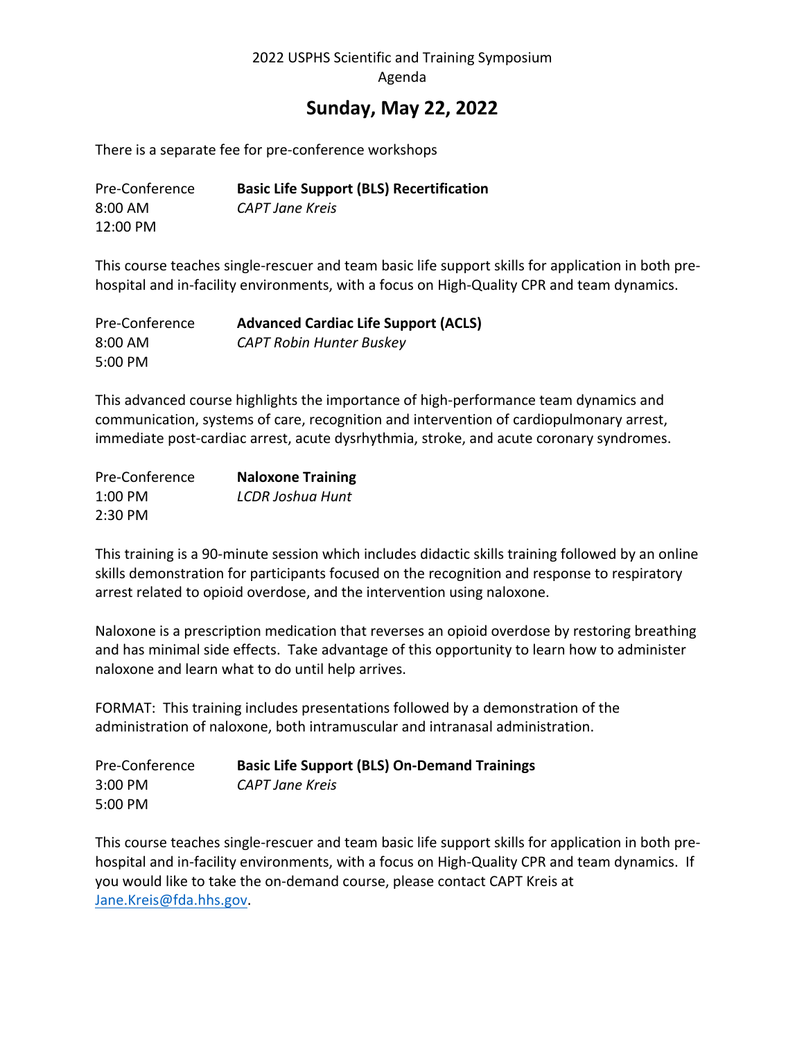2022 USPHS Scientific and Training Symposium
Agenda

## Sunday, May 22, 2022

There is a separate fee for pre-conference workshops

Pre-Conference **Basic Life Support (BLS) Recertification**
8:00 AM *CAPT Jane Kreis*
12:00 PM

This course teaches single-rescuer and team basic life support skills for application in both pre-hospital and in-facility environments, with a focus on High-Quality CPR and team dynamics.

Pre-Conference **Advanced Cardiac Life Support (ACLS)**
8:00 AM *CAPT Robin Hunter Buskey*
5:00 PM

This advanced course highlights the importance of high-performance team dynamics and communication, systems of care, recognition and intervention of cardiopulmonary arrest, immediate post-cardiac arrest, acute dysrhythmia, stroke, and acute coronary syndromes.

Pre-Conference **Naloxone Training**
1:00 PM *LCDR Joshua Hunt*
2:30 PM

This training is a 90-minute session which includes didactic skills training followed by an online skills demonstration for participants focused on the recognition and response to respiratory arrest related to opioid overdose, and the intervention using naloxone.

Naloxone is a prescription medication that reverses an opioid overdose by restoring breathing and has minimal side effects. Take advantage of this opportunity to learn how to administer naloxone and learn what to do until help arrives.

FORMAT: This training includes presentations followed by a demonstration of the administration of naloxone, both intramuscular and intranasal administration.

Pre-Conference **Basic Life Support (BLS) On-Demand Trainings**
3:00 PM *CAPT Jane Kreis*
5:00 PM

This course teaches single-rescuer and team basic life support skills for application in both pre-hospital and in-facility environments, with a focus on High-Quality CPR and team dynamics. If you would like to take the on-demand course, please contact CAPT Kreis at Jane.Kreis@fda.hhs.gov.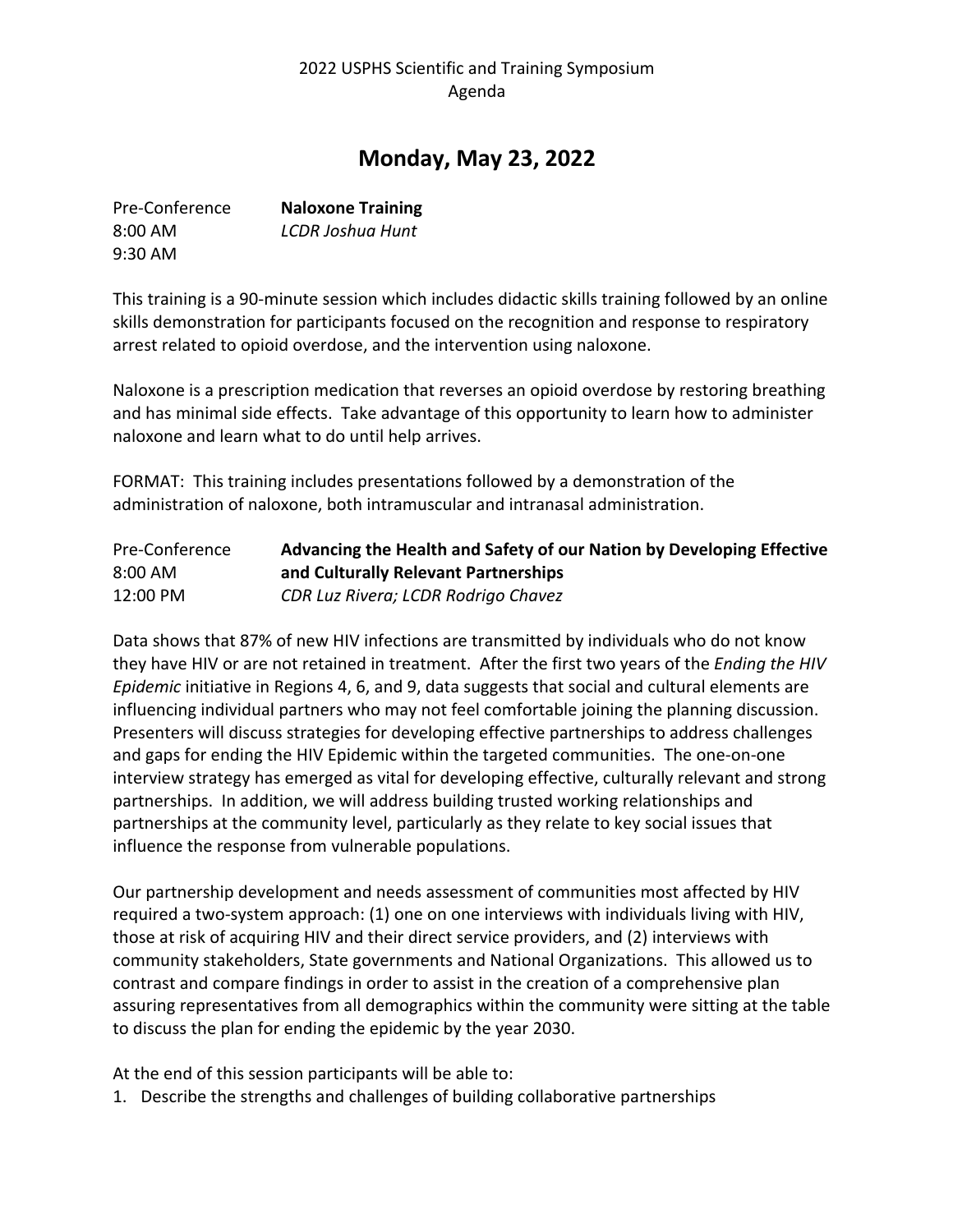2022 USPHS Scientific and Training Symposium
Agenda

# Monday, May 23, 2022

Pre-Conference
8:00 AM
9:30 AM

**Naloxone Training**
*LCDR Joshua Hunt*

This training is a 90-minute session which includes didactic skills training followed by an online skills demonstration for participants focused on the recognition and response to respiratory arrest related to opioid overdose, and the intervention using naloxone.

Naloxone is a prescription medication that reverses an opioid overdose by restoring breathing and has minimal side effects. Take advantage of this opportunity to learn how to administer naloxone and learn what to do until help arrives.

FORMAT: This training includes presentations followed by a demonstration of the administration of naloxone, both intramuscular and intranasal administration.

Pre-Conference
8:00 AM
12:00 PM

**Advancing the Health and Safety of our Nation by Developing Effective and Culturally Relevant Partnerships**
*CDR Luz Rivera; LCDR Rodrigo Chavez*

Data shows that 87% of new HIV infections are transmitted by individuals who do not know they have HIV or are not retained in treatment. After the first two years of the *Ending the HIV Epidemic* initiative in Regions 4, 6, and 9, data suggests that social and cultural elements are influencing individual partners who may not feel comfortable joining the planning discussion. Presenters will discuss strategies for developing effective partnerships to address challenges and gaps for ending the HIV Epidemic within the targeted communities. The one-on-one interview strategy has emerged as vital for developing effective, culturally relevant and strong partnerships. In addition, we will address building trusted working relationships and partnerships at the community level, particularly as they relate to key social issues that influence the response from vulnerable populations.

Our partnership development and needs assessment of communities most affected by HIV required a two-system approach: (1) one on one interviews with individuals living with HIV, those at risk of acquiring HIV and their direct service providers, and (2) interviews with community stakeholders, State governments and National Organizations. This allowed us to contrast and compare findings in order to assist in the creation of a comprehensive plan assuring representatives from all demographics within the community were sitting at the table to discuss the plan for ending the epidemic by the year 2030.

At the end of this session participants will be able to:

1. Describe the strengths and challenges of building collaborative partnerships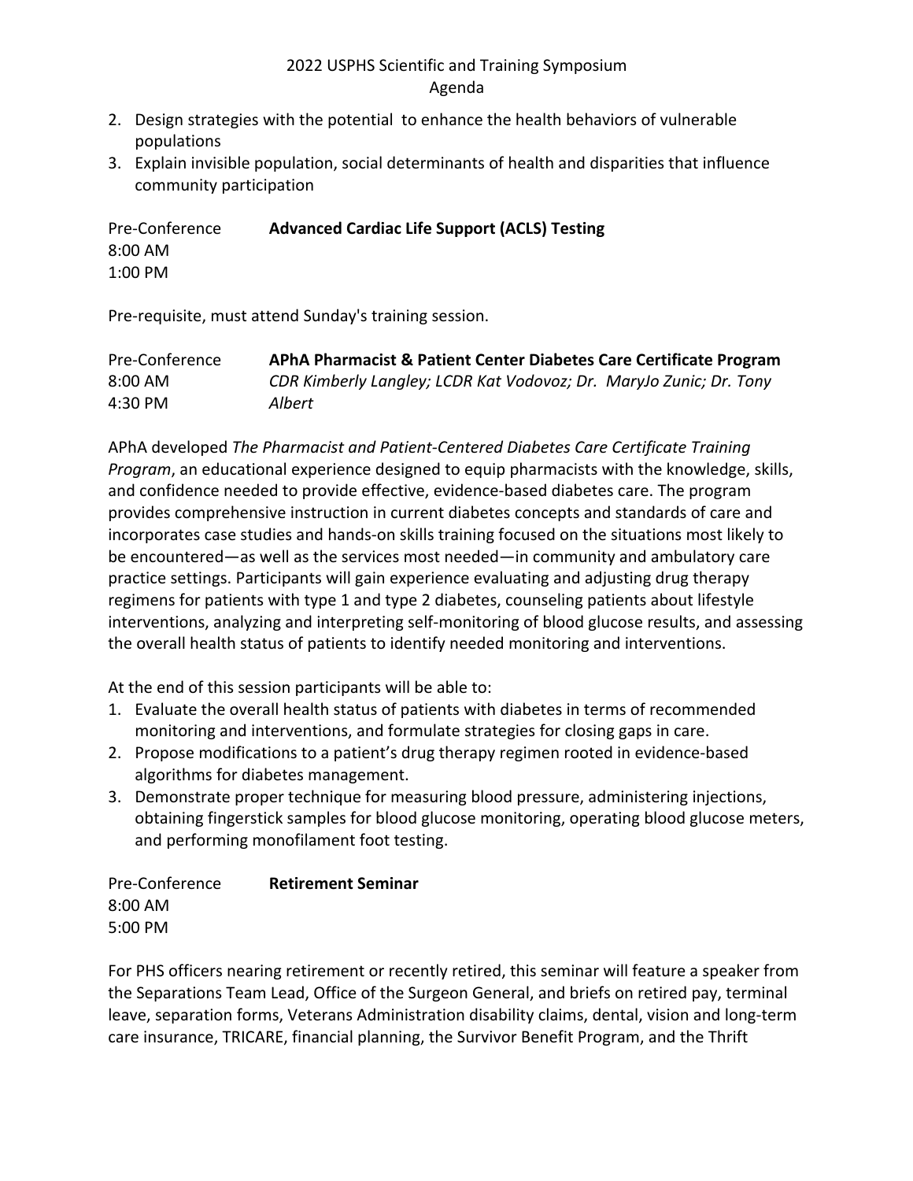2. Design strategies with the potential  to enhance the health behaviors of vulnerable populations
3. Explain invisible population, social determinants of health and disparities that influence community participation

Pre-Conference
8:00 AM
1:00 PM

**Advanced Cardiac Life Support (ACLS) Testing**

Pre-requisite, must attend Sunday's training session.

Pre-Conference
8:00 AM
4:30 PM

**APhA Pharmacist & Patient Center Diabetes Care Certificate Program**

*CDR Kimberly Langley; LCDR Kat Vodovoz; Dr.  MaryJo Zunic; Dr. Tony Albert*

APhA developed *The Pharmacist and Patient-Centered Diabetes Care Certificate Training Program*, an educational experience designed to equip pharmacists with the knowledge, skills, and confidence needed to provide effective, evidence-based diabetes care. The program provides comprehensive instruction in current diabetes concepts and standards of care and incorporates case studies and hands-on skills training focused on the situations most likely to be encountered—as well as the services most needed—in community and ambulatory care practice settings. Participants will gain experience evaluating and adjusting drug therapy regimens for patients with type 1 and type 2 diabetes, counseling patients about lifestyle interventions, analyzing and interpreting self-monitoring of blood glucose results, and assessing the overall health status of patients to identify needed monitoring and interventions.

At the end of this session participants will be able to:

1. Evaluate the overall health status of patients with diabetes in terms of recommended monitoring and interventions, and formulate strategies for closing gaps in care.
2. Propose modifications to a patient's drug therapy regimen rooted in evidence-based algorithms for diabetes management.
3. Demonstrate proper technique for measuring blood pressure, administering injections, obtaining fingerstick samples for blood glucose monitoring, operating blood glucose meters, and performing monofilament foot testing.

Pre-Conference
8:00 AM
5:00 PM

**Retirement Seminar**

For PHS officers nearing retirement or recently retired, this seminar will feature a speaker from the Separations Team Lead, Office of the Surgeon General, and briefs on retired pay, terminal leave, separation forms, Veterans Administration disability claims, dental, vision and long-term care insurance, TRICARE, financial planning, the Survivor Benefit Program, and the Thrift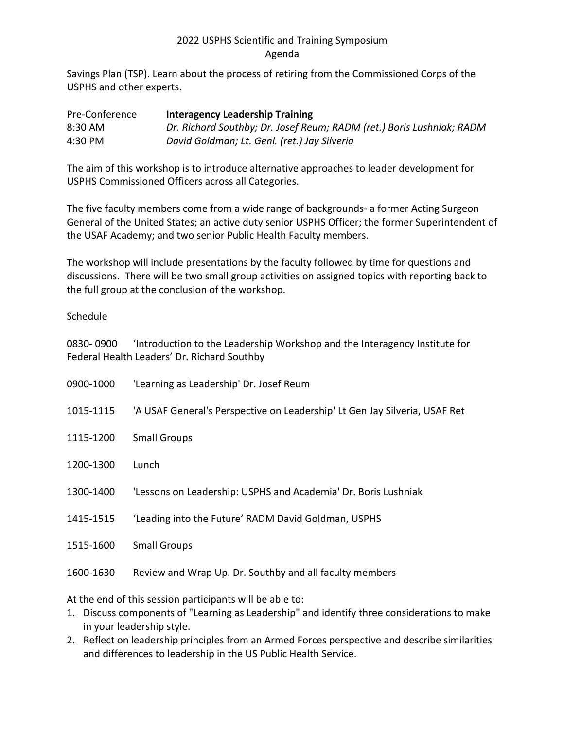Savings Plan (TSP). Learn about the process of retiring from the Commissioned Corps of the USPHS and other experts.

| | |
|---|---|
| Pre-Conference | **Interagency Leadership Training** |
| 8:30 AM | *Dr. Richard Southby; Dr. Josef Reum; RADM (ret.) Boris Lushniak; RADM* |
| 4:30 PM | *David Goldman; Lt. Genl. (ret.) Jay Silveria* |

The aim of this workshop is to introduce alternative approaches to leader development for USPHS Commissioned Officers across all Categories.

The five faculty members come from a wide range of backgrounds- a former Acting Surgeon General of the United States; an active duty senior USPHS Officer; the former Superintendent of the USAF Academy; and two senior Public Health Faculty members.

The workshop will include presentations by the faculty followed by time for questions and discussions. There will be two small group activities on assigned topics with reporting back to the full group at the conclusion of the workshop.

Schedule

0830- 0900 'Introduction to the Leadership Workshop and the Interagency Institute for Federal Health Leaders' Dr. Richard Southby

0900-1000 'Learning as Leadership' Dr. Josef Reum

1015-1115 'A USAF General's Perspective on Leadership' Lt Gen Jay Silveria, USAF Ret

1115-1200 Small Groups

1200-1300 Lunch

1300-1400 'Lessons on Leadership: USPHS and Academia' Dr. Boris Lushniak

1415-1515 'Leading into the Future' RADM David Goldman, USPHS

1515-1600 Small Groups

1600-1630 Review and Wrap Up. Dr. Southby and all faculty members

At the end of this session participants will be able to:

1. Discuss components of "Learning as Leadership" and identify three considerations to make in your leadership style.
2. Reflect on leadership principles from an Armed Forces perspective and describe similarities and differences to leadership in the US Public Health Service.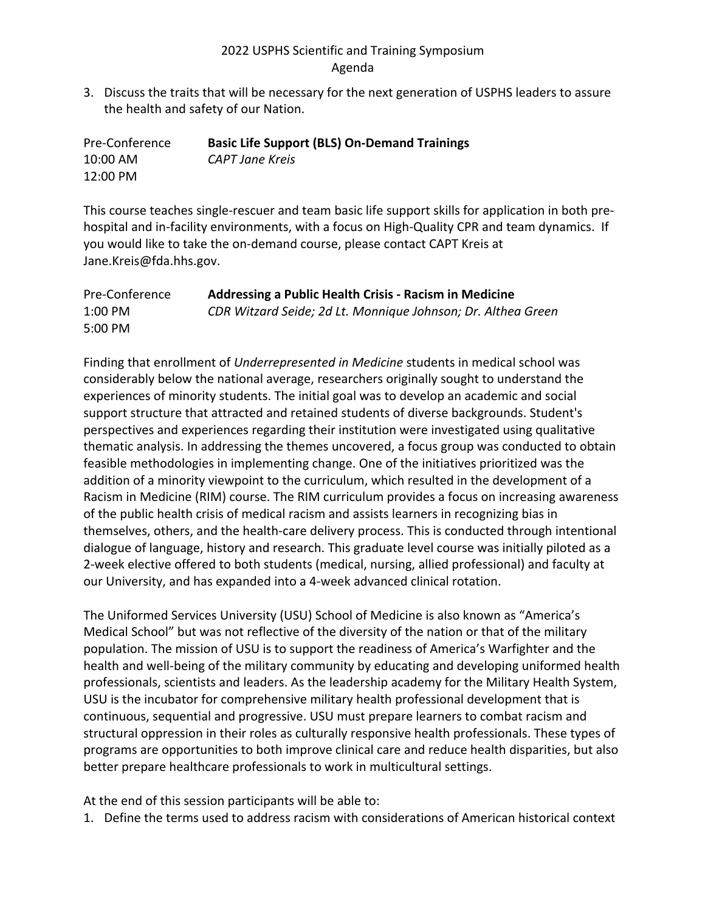3. Discuss the traits that will be necessary for the next generation of USPHS leaders to assure the health and safety of our Nation.

Pre-Conference
10:00 AM
12:00 PM

**Basic Life Support (BLS) On-Demand Trainings**
*CAPT Jane Kreis*

This course teaches single-rescuer and team basic life support skills for application in both pre-hospital and in-facility environments, with a focus on High-Quality CPR and team dynamics. If you would like to take the on-demand course, please contact CAPT Kreis at Jane.Kreis@fda.hhs.gov.

Pre-Conference
1:00 PM
5:00 PM

**Addressing a Public Health Crisis - Racism in Medicine**
*CDR Witzard Seide; 2d Lt. Monnique Johnson; Dr. Althea Green*

Finding that enrollment of *Underrepresented in Medicine* students in medical school was considerably below the national average, researchers originally sought to understand the experiences of minority students. The initial goal was to develop an academic and social support structure that attracted and retained students of diverse backgrounds. Student's perspectives and experiences regarding their institution were investigated using qualitative thematic analysis. In addressing the themes uncovered, a focus group was conducted to obtain feasible methodologies in implementing change. One of the initiatives prioritized was the addition of a minority viewpoint to the curriculum, which resulted in the development of a Racism in Medicine (RIM) course. The RIM curriculum provides a focus on increasing awareness of the public health crisis of medical racism and assists learners in recognizing bias in themselves, others, and the health-care delivery process. This is conducted through intentional dialogue of language, history and research. This graduate level course was initially piloted as a 2-week elective offered to both students (medical, nursing, allied professional) and faculty at our University, and has expanded into a 4-week advanced clinical rotation.

The Uniformed Services University (USU) School of Medicine is also known as "America's Medical School" but was not reflective of the diversity of the nation or that of the military population. The mission of USU is to support the readiness of America's Warfighter and the health and well-being of the military community by educating and developing uniformed health professionals, scientists and leaders. As the leadership academy for the Military Health System, USU is the incubator for comprehensive military health professional development that is continuous, sequential and progressive. USU must prepare learners to combat racism and structural oppression in their roles as culturally responsive health professionals. These types of programs are opportunities to both improve clinical care and reduce health disparities, but also better prepare healthcare professionals to work in multicultural settings.

At the end of this session participants will be able to:

1. Define the terms used to address racism with considerations of American historical context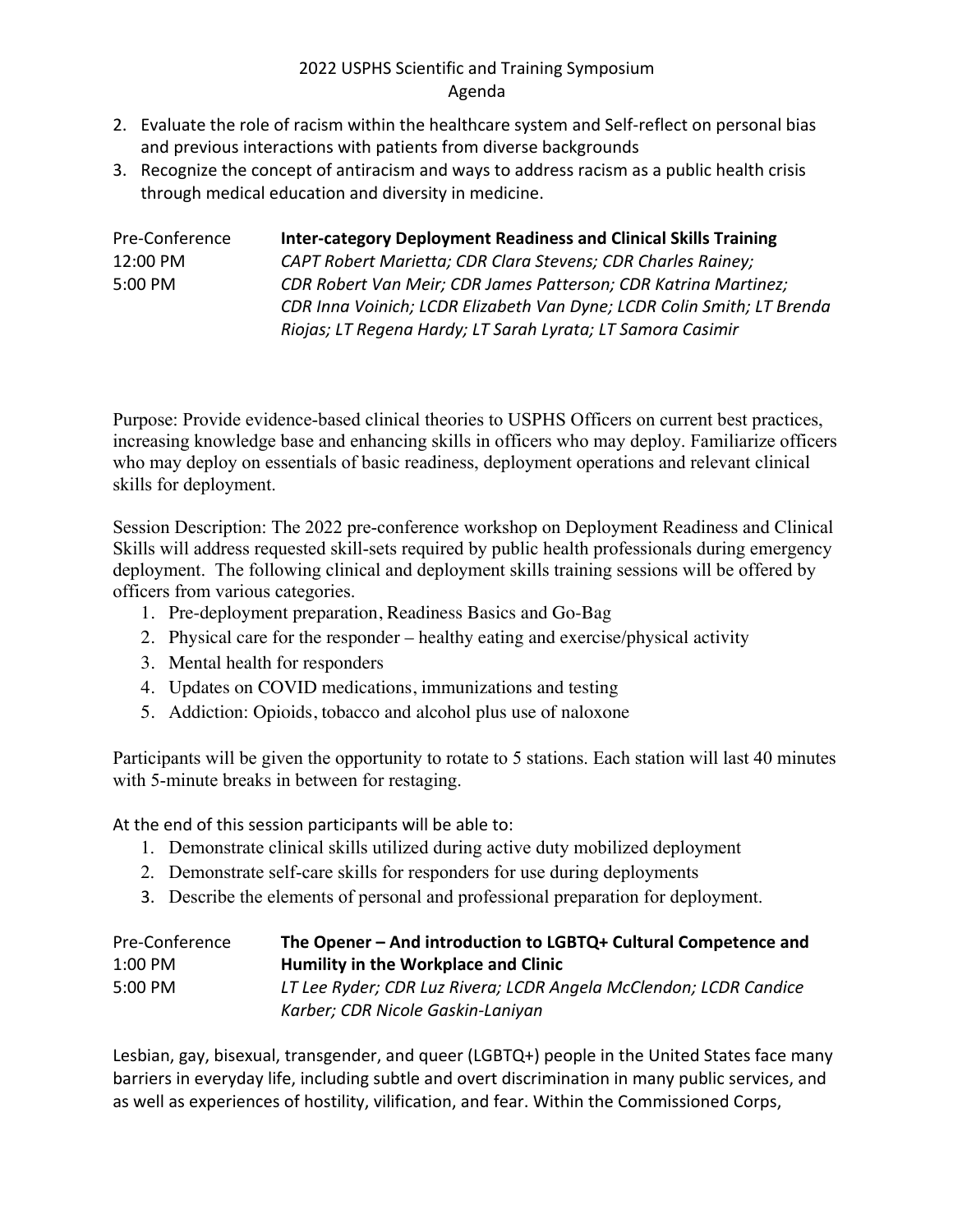2. Evaluate the role of racism within the healthcare system and Self-reflect on personal bias and previous interactions with patients from diverse backgrounds
3. Recognize the concept of antiracism and ways to address racism as a public health crisis through medical education and diversity in medicine.

| | |
|---|---|
| Pre-Conference<br>12:00 PM<br>5:00 PM | **Inter-category Deployment Readiness and Clinical Skills Training**<br>*CAPT Robert Marietta; CDR Clara Stevens; CDR Charles Rainey; CDR Robert Van Meir; CDR James Patterson; CDR Katrina Martinez; CDR Inna Voinich; LCDR Elizabeth Van Dyne; LCDR Colin Smith; LT Brenda Riojas; LT Regena Hardy; LT Sarah Lyrata; LT Samora Casimir* |

Purpose: Provide evidence-based clinical theories to USPHS Officers on current best practices, increasing knowledge base and enhancing skills in officers who may deploy. Familiarize officers who may deploy on essentials of basic readiness, deployment operations and relevant clinical skills for deployment.

Session Description: The 2022 pre-conference workshop on Deployment Readiness and Clinical Skills will address requested skill-sets required by public health professionals during emergency deployment. The following clinical and deployment skills training sessions will be offered by officers from various categories.

1. Pre-deployment preparation, Readiness Basics and Go-Bag
2. Physical care for the responder – healthy eating and exercise/physical activity
3. Mental health for responders
4. Updates on COVID medications, immunizations and testing
5. Addiction: Opioids, tobacco and alcohol plus use of naloxone

Participants will be given the opportunity to rotate to 5 stations. Each station will last 40 minutes with 5-minute breaks in between for restaging.

At the end of this session participants will be able to:

1. Demonstrate clinical skills utilized during active duty mobilized deployment
2. Demonstrate self-care skills for responders for use during deployments
3. Describe the elements of personal and professional preparation for deployment.

| | |
|---|---|
| Pre-Conference<br>1:00 PM<br>5:00 PM | **The Opener – And introduction to LGBTQ+ Cultural Competence and Humility in the Workplace and Clinic**<br>*LT Lee Ryder; CDR Luz Rivera; LCDR Angela McClendon; LCDR Candice Karber; CDR Nicole Gaskin-Laniyan* |

Lesbian, gay, bisexual, transgender, and queer (LGBTQ+) people in the United States face many barriers in everyday life, including subtle and overt discrimination in many public services, and as well as experiences of hostility, vilification, and fear. Within the Commissioned Corps,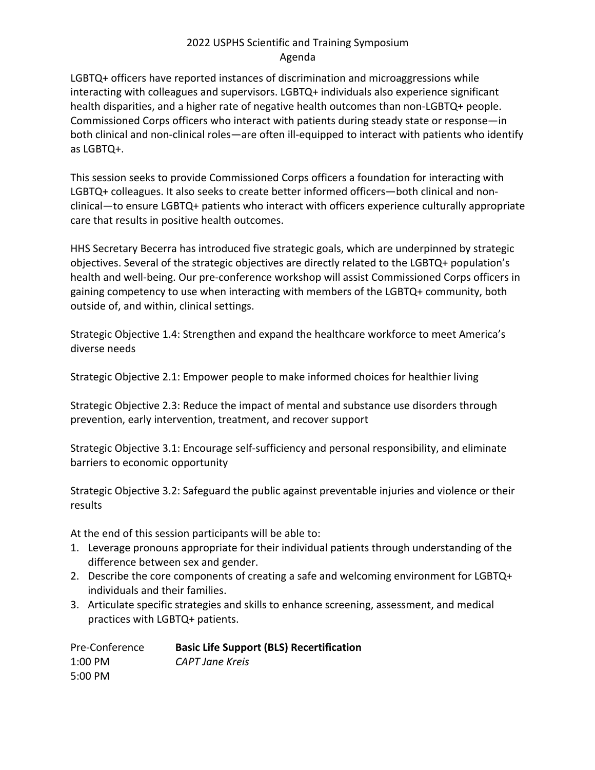LGBTQ+ officers have reported instances of discrimination and microaggressions while interacting with colleagues and supervisors. LGBTQ+ individuals also experience significant health disparities, and a higher rate of negative health outcomes than non-LGBTQ+ people. Commissioned Corps officers who interact with patients during steady state or response—in both clinical and non-clinical roles—are often ill-equipped to interact with patients who identify as LGBTQ+.

This session seeks to provide Commissioned Corps officers a foundation for interacting with LGBTQ+ colleagues. It also seeks to create better informed officers—both clinical and non-clinical—to ensure LGBTQ+ patients who interact with officers experience culturally appropriate care that results in positive health outcomes.

HHS Secretary Becerra has introduced five strategic goals, which are underpinned by strategic objectives. Several of the strategic objectives are directly related to the LGBTQ+ population's health and well-being. Our pre-conference workshop will assist Commissioned Corps officers in gaining competency to use when interacting with members of the LGBTQ+ community, both outside of, and within, clinical settings.

Strategic Objective 1.4: Strengthen and expand the healthcare workforce to meet America's diverse needs

Strategic Objective 2.1: Empower people to make informed choices for healthier living

Strategic Objective 2.3: Reduce the impact of mental and substance use disorders through prevention, early intervention, treatment, and recover support

Strategic Objective 3.1: Encourage self-sufficiency and personal responsibility, and eliminate barriers to economic opportunity

Strategic Objective 3.2: Safeguard the public against preventable injuries and violence or their results

At the end of this session participants will be able to:

1. Leverage pronouns appropriate for their individual patients through understanding of the difference between sex and gender.
2. Describe the core components of creating a safe and welcoming environment for LGBTQ+ individuals and their families.
3. Articulate specific strategies and skills to enhance screening, assessment, and medical practices with LGBTQ+ patients.

| | |
|---|---|
| Pre-Conference<br>1:00 PM<br>5:00 PM | **Basic Life Support (BLS) Recertification**<br>*CAPT Jane Kreis* |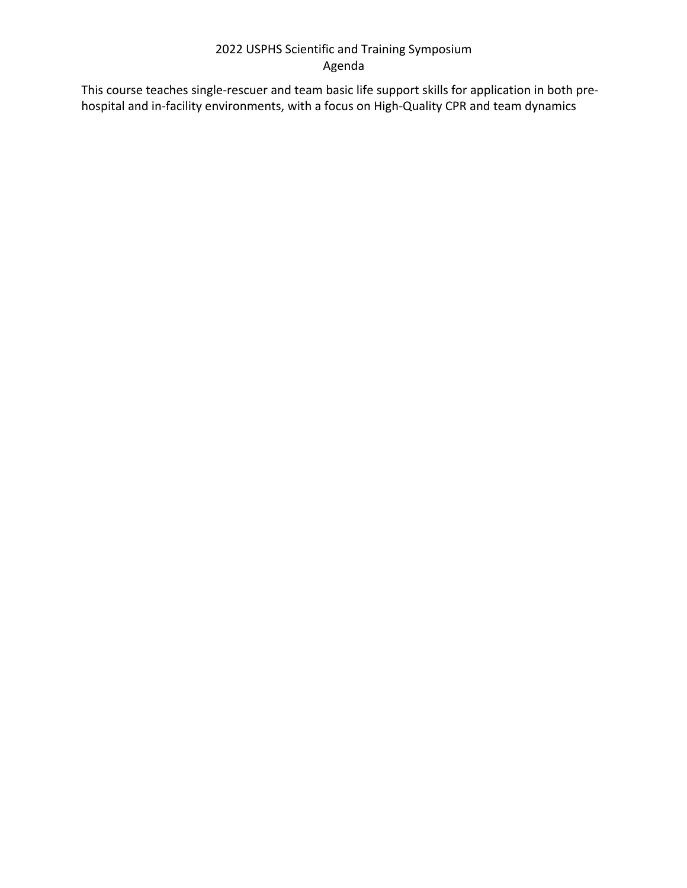This course teaches single-rescuer and team basic life support skills for application in both pre-hospital and in-facility environments, with a focus on High-Quality CPR and team dynamics